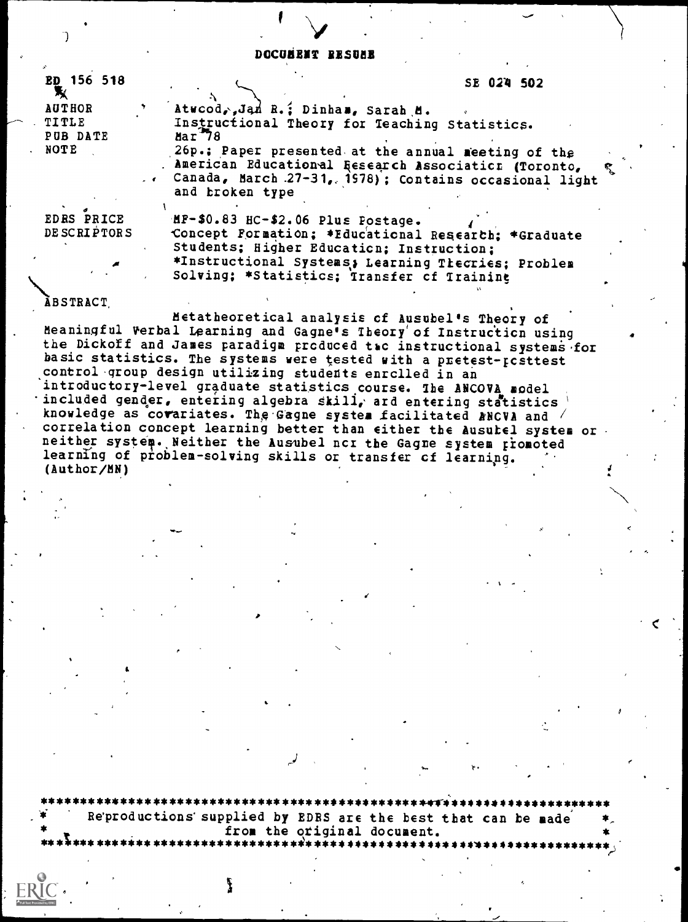# DOCUMENT RESUME

| | |
|---|---|
| ED 156 518 | SE 024 502 |
| AUTHOR | Atwood, Jan R.; Dinham, Sarah M. |
| TITLE | Instructional Theory for Teaching Statistics. |
| PUB DATE | Mar 78 |
| NOTE | 26p.; Paper presented at the annual meeting of the American Educational Research Association (Toronto, Canada, March 27-31, 1978); Contains occasional light and broken type |
| EDRS PRICE | MF-$0.83 HC-$2.06 Plus Postage. |
| DESCRIPTORS | Concept Formation; *Educational Research; *Graduate Students; Higher Education; Instruction; *Instructional Systems; Learning Theories; Problem Solving; *Statistics; Transfer of Training |

## ABSTRACT

Metatheoretical analysis of Ausubel's Theory of Meaningful Verbal Learning and Gagne's Theory of Instruction using the Dickoff and James paradigm produced two instructional systems for basic statistics. The systems were tested with a pretest-posttest control group design utilizing students enrolled in an introductory-level graduate statistics course. The ANCOVA model included gender, entering algebra skill, and entering statistics knowledge as covariates. The Gagne system facilitated ANCVA and correlation concept learning better than either the Ausubel system or neither system. Neither the Ausubel nor the Gagne system promoted learning of problem-solving skills or transfer of learning. (Author/MN)

*********************************************************************
* Reproductions supplied by EDRS are the best that can be made *
* from the original document. *
*********************************************************************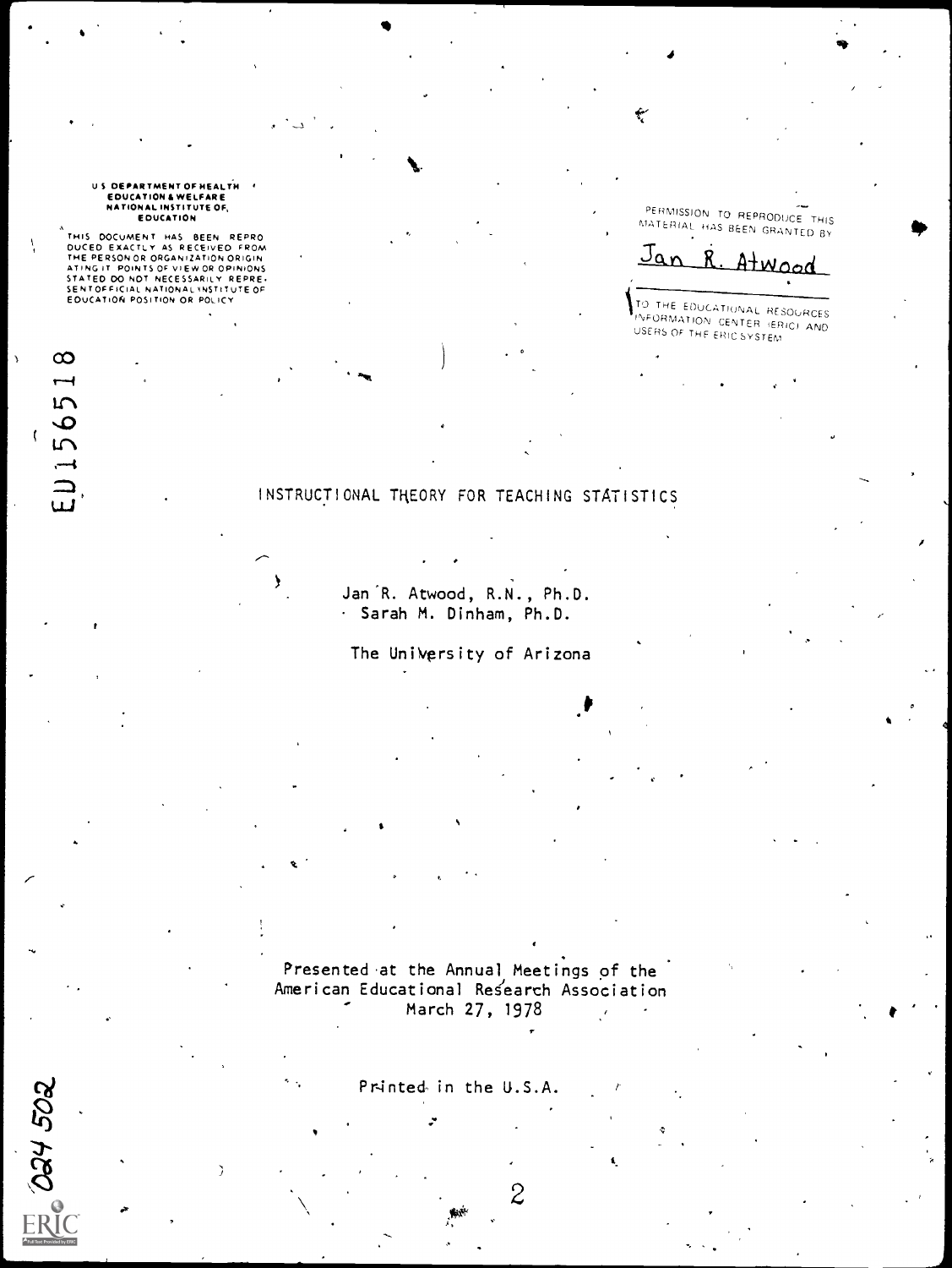U S DEPARTMENT OF HEALTH EDUCATION & WELFARE NATIONAL INSTITUTE OF EDUCATION

THIS DOCUMENT HAS BEEN REPRODUCED EXACTLY AS RECEIVED FROM THE PERSON OR ORGANIZATION ORIGINATING IT. POINTS OF VIEW OR OPINIONS STATED DO NOT NECESSARILY REPRESENT OFFICIAL NATIONAL INSTITUTE OF EDUCATION POSITION OR POLICY

PERMISSION TO REPRODUCE THIS MATERIAL HAS BEEN GRANTED BY

Jan R. Atwood

TO THE EDUCATIONAL RESOURCES INFORMATION CENTER (ERIC) AND USERS OF THE ERIC SYSTEM

ED156518

# INSTRUCTIONAL THEORY FOR TEACHING STATISTICS

Jan R. Atwood, R.N., Ph.D.
Sarah M. Dinham, Ph.D.

The University of Arizona

Presented at the Annual Meetings of the American Educational Research Association
March 27, 1978

Printed in the U.S.A.

024 502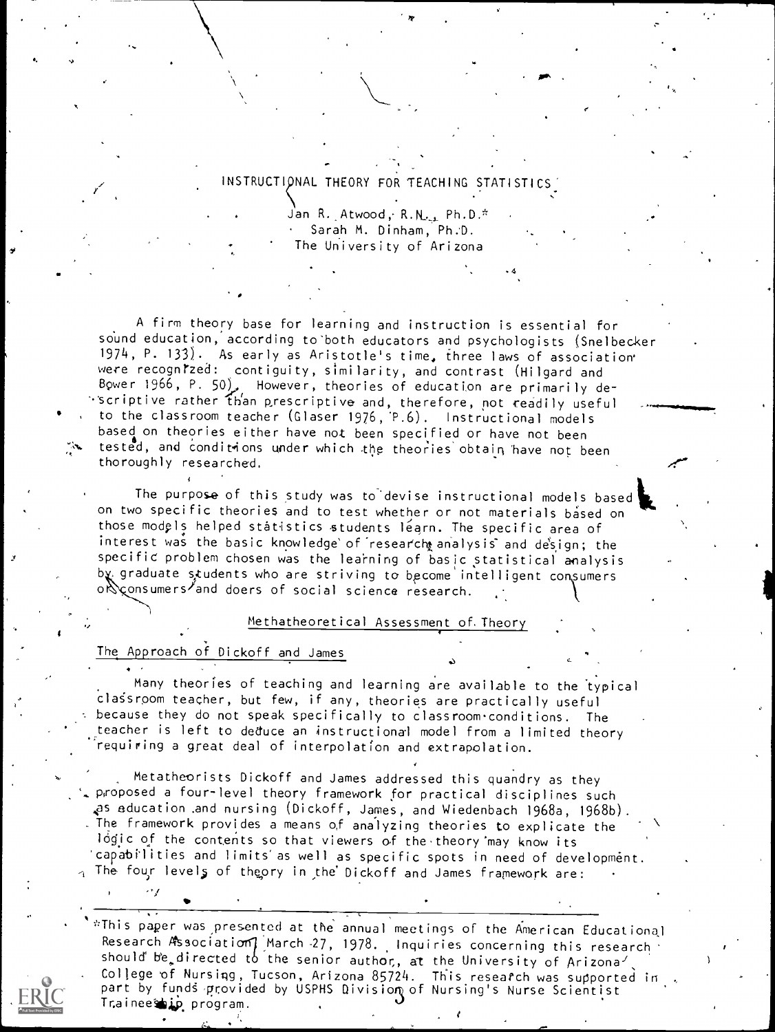# INSTRUCTIONAL THEORY FOR TEACHING STATISTICS

Jan R. Atwood, R.N., Ph.D.*
Sarah M. Dinham, Ph.D.
The University of Arizona

A firm theory base for learning and instruction is essential for sound education, according to both educators and psychologists (Snelbecker 1974, P. 133). As early as Aristotle's time, three laws of association were recognized: contiguity, similarity, and contrast (Hilgard and Bower 1966, P. 50). However, theories of education are primarily descriptive rather than prescriptive and, therefore, not readily useful to the classroom teacher (Glaser 1976, P.6). Instructional models based on theories either have not been specified or have not been tested, and conditions under which the theories obtain have not been thoroughly researched.

The purpose of this study was to devise instructional models based on two specific theories and to test whether or not materials based on those models helped statistics students learn. The specific area of interest was the basic knowledge of research analysis and design; the specific problem chosen was the learning of basic statistical analysis by graduate students who are striving to become intelligent consumers or consumers and doers of social science research.

## Methatheoretical Assessment of Theory

### The Approach of Dickoff and James

Many theories of teaching and learning are available to the typical classroom teacher, but few, if any, theories are practically useful because they do not speak specifically to classroom conditions. The teacher is left to deduce an instructional model from a limited theory requiring a great deal of interpolation and extrapolation.

Metatheorists Dickoff and James addressed this quandry as they proposed a four-level theory framework for practical disciplines such as education and nursing (Dickoff, James, and Wiedenbach 1968a, 1968b). The framework provides a means of analyzing theories to explicate the logic of the contents so that viewers of the theory may know its capabilities and limits as well as specific spots in need of development. The four levels of theory in the Dickoff and James framework are:

*This paper was presented at the annual meetings of the American Educational Research Association, March 27, 1978. Inquiries concerning this research should be directed to the senior author, at the University of Arizona College of Nursing, Tucson, Arizona 85724. This research was supported in part by funds provided by USPHS Division of Nursing's Nurse Scientist Traineeship program.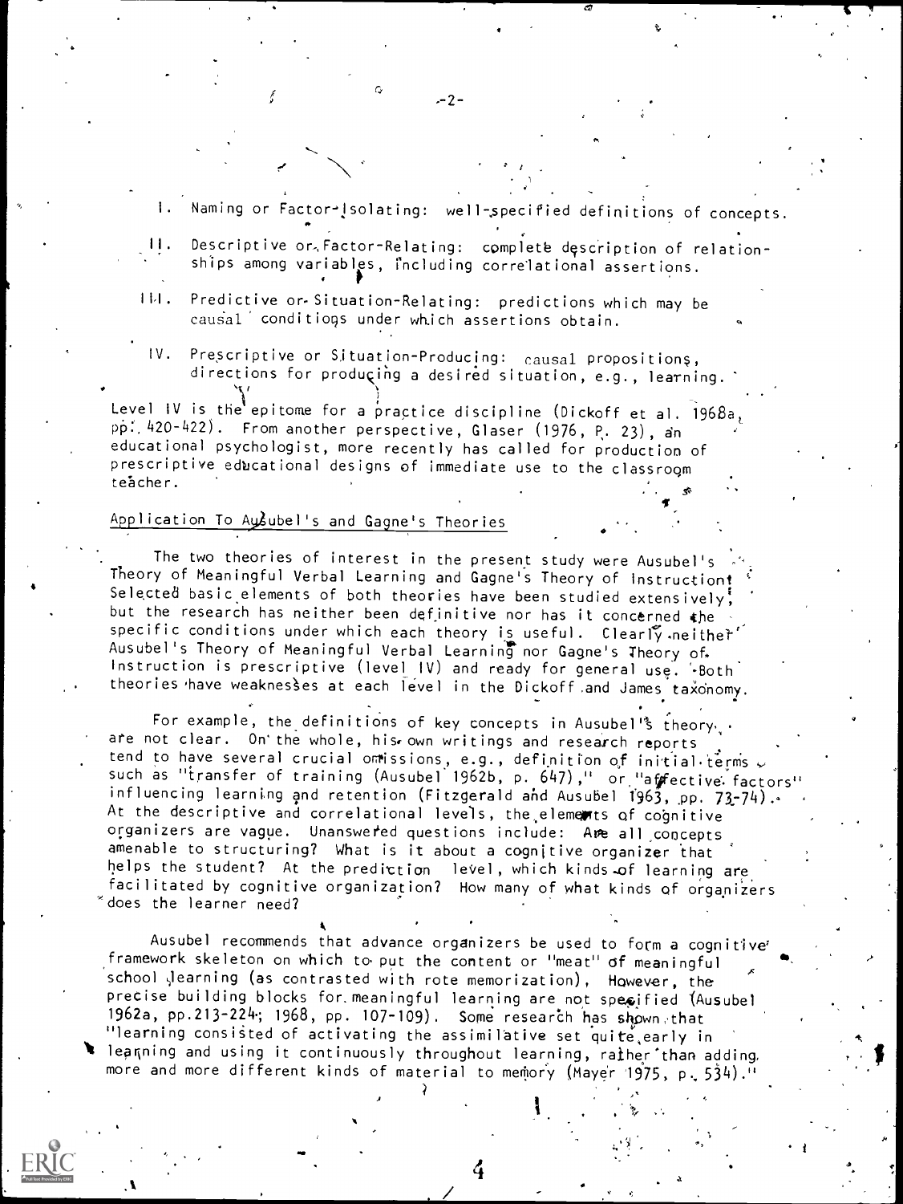I. Naming or Factor-Isolating: well-specified definitions of concepts.

II. Descriptive or Factor-Relating: complete description of relationships among variables, including correlational assertions.

III. Predictive or Situation-Relating: predictions which may be causal conditions under which assertions obtain.

IV. Prescriptive or Situation-Producing: causal propositions, directions for producing a desired situation, e.g., learning.

Level IV is the epitome for a practice discipline (Dickoff et al. 1968a, pp. 420-422). From another perspective, Glaser (1976, P. 23), an educational psychologist, more recently has called for production of prescriptive educational designs of immediate use to the classroom teacher.

## Application To Ausubel's and Gagne's Theories

The two theories of interest in the present study were Ausubel's Theory of Meaningful Verbal Learning and Gagne's Theory of Instruction. Selected basic elements of both theories have been studied extensively, but the research has neither been definitive nor has it concerned the specific conditions under which each theory is useful. Clearly neither Ausubel's Theory of Meaningful Verbal Learning nor Gagne's Theory of Instruction is prescriptive (level IV) and ready for general use. Both theories have weaknesses at each level in the Dickoff and James taxonomy.

For example, the definitions of key concepts in Ausubel's theory are not clear. On the whole, his own writings and research reports tend to have several crucial omissions, e.g., definition of initial terms such as "transfer of training (Ausubel 1962b, p. 647)," or "affective factors" influencing learning and retention (Fitzgerald and Ausubel 1963, pp. 73-74). At the descriptive and correlational levels, the elements of cognitive organizers are vague. Unanswered questions include: Are all concepts amenable to structuring? What is it about a cognitive organizer that helps the student? At the prediction level, which kinds of learning are facilitated by cognitive organization? How many of what kinds of organizers does the learner need?

Ausubel recommends that advance organizers be used to form a cognitive framework skeleton on which to put the content or "meat" of meaningful school learning (as contrasted with rote memorization), However, the precise building blocks for meaningful learning are not specified (Ausubel 1962a, pp.213-224; 1968, pp. 107-109). Some research has shown that "learning consisted of activating the assimilative set quite early in learning and using it continuously throughout learning, rather than adding more and more different kinds of material to memory (Mayer 1975, p. 534)."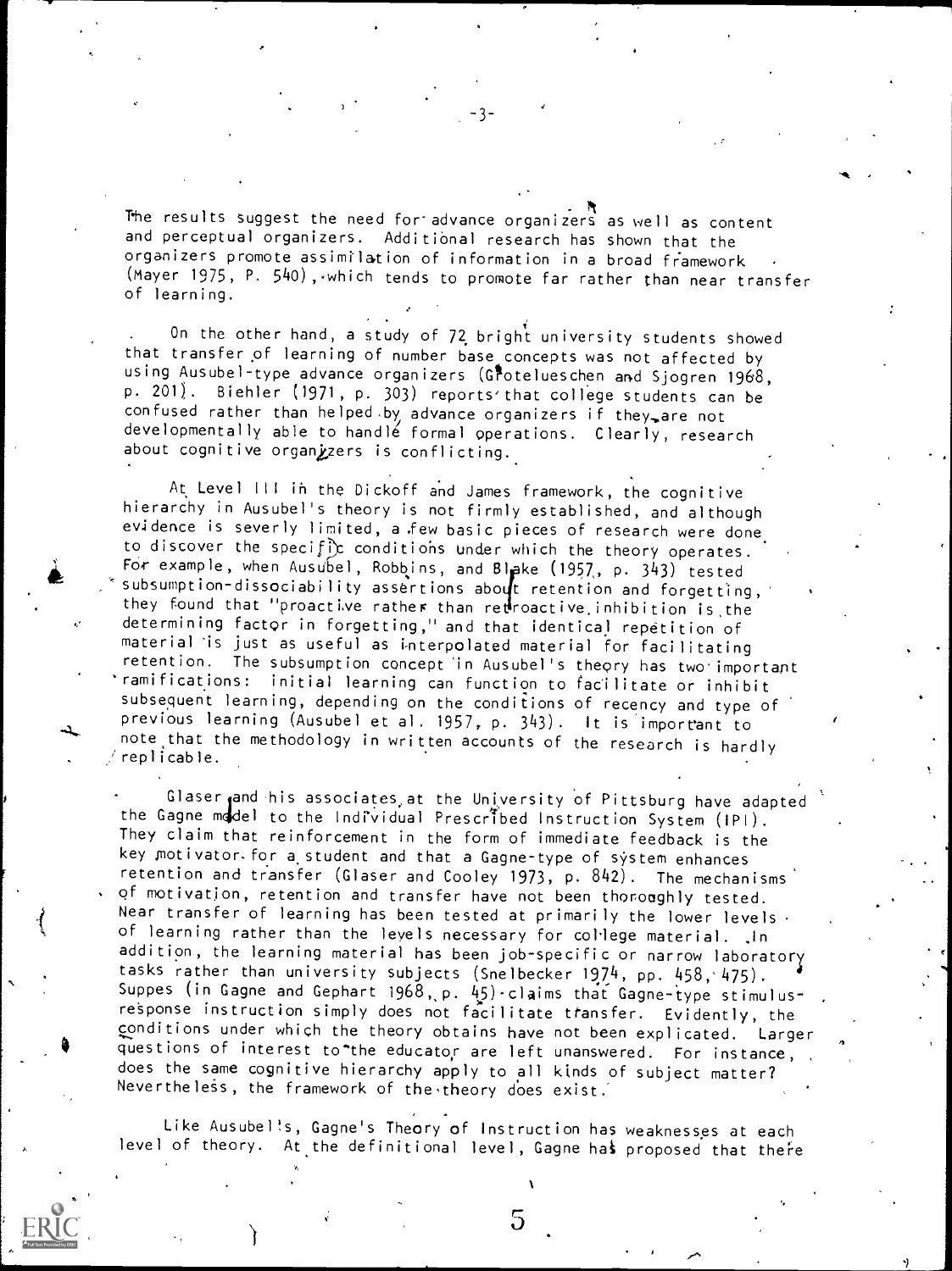The results suggest the need for advance organizers as well as content and perceptual organizers. Additional research has shown that the organizers promote assimilation of information in a broad framework (Mayer 1975, P. 540), which tends to promote far rather than near transfer of learning.

On the other hand, a study of 72 bright university students showed that transfer of learning of number base concepts was not affected by using Ausubel-type advance organizers (Grotelueschen and Sjogren 1968, p. 201). Biehler (1971, p. 303) reports that college students can be confused rather than helped by advance organizers if they are not developmentally able to handle formal operations. Clearly, research about cognitive organizers is conflicting.

At Level III in the Dickoff and James framework, the cognitive hierarchy in Ausubel's theory is not firmly established, and although evidence is severly limited, a few basic pieces of research were done to discover the specific conditions under which the theory operates. For example, when Ausubel, Robbins, and Blake (1957, p. 343) tested subsumption-dissociability assertions about retention and forgetting, they found that "proactive rather than retroactive inhibition is the determining factor in forgetting," and that identical repetition of material is just as useful as interpolated material for facilitating retention. The subsumption concept in Ausubel's theory has two important ramifications: initial learning can function to facilitate or inhibit subsequent learning, depending on the conditions of recency and type of previous learning (Ausubel et al. 1957, p. 343). It is important to note that the methodology in written accounts of the research is hardly replicable.

Glaser and his associates at the University of Pittsburg have adapted the Gagne model to the Individual Prescribed Instruction System (IPI). They claim that reinforcement in the form of immediate feedback is the key motivator for a student and that a Gagne-type of system enhances retention and transfer (Glaser and Cooley 1973, p. 842). The mechanisms of motivation, retention and transfer have not been thoroughly tested. Near transfer of learning has been tested at primarily the lower levels of learning rather than the levels necessary for college material. In addition, the learning material has been job-specific or narrow laboratory tasks rather than university subjects (Snelbecker 1974, pp. 458, 475). Suppes (in Gagne and Gephart 1968, p. 45) claims that Gagne-type stimulus-response instruction simply does not facilitate transfer. Evidently, the conditions under which the theory obtains have not been explicated. Larger questions of interest to the educator are left unanswered. For instance, does the same cognitive hierarchy apply to all kinds of subject matter? Nevertheless, the framework of the theory does exist.

Like Ausubel's, Gagne's Theory of Instruction has weaknesses at each level of theory. At the definitional level, Gagne has proposed that there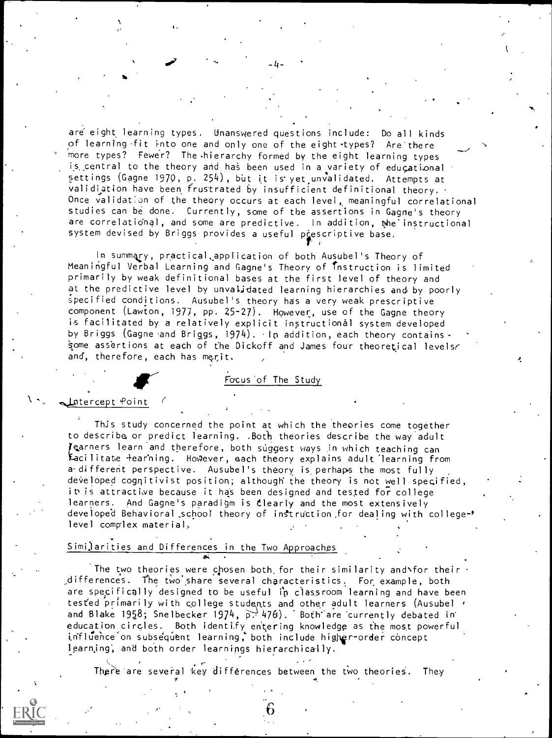are eight learning types. Unanswered questions include: Do all kinds of learning fit into one and only one of the eight types? Are there more types? Fewer? The hierarchy formed by the eight learning types is central to the theory and has been used in a variety of educational settings (Gagne 1970, p. 254), but it is yet unvalidated. Attempts at validation have been frustrated by insufficient definitional theory. Once validation of the theory occurs at each level, meaningful correlational studies can be done. Currently, some of the assertions in Gagne's theory are correlational, and some are predictive. In addition, the instructional system devised by Briggs provides a useful prescriptive base.

In summary, practical application of both Ausubel's Theory of Meaningful Verbal Learning and Gagne's Theory of Instruction is limited primarily by weak definitional bases at the first level of theory and at the predictive level by unvalidated learning hierarchies and by poorly specified conditions. Ausubel's theory has a very weak prescriptive component (Lawton, 1977, pp. 25-27). However, use of the Gagne theory is facilitated by a relatively explicit instructional system developed by Briggs (Gagne and Briggs, 1974). In addition, each theory contains some assertions at each of the Dickoff and James four theoretical levels and, therefore, each has merit.

## Focus of The Study

### Intercept Point

This study concerned the point at which the theories come together to describe or predict learning. Both theories describe the way adult learners learn and therefore, both suggest ways in which teaching can facilitate learning. However, each theory explains adult learning from a different perspective. Ausubel's theory is perhaps the most fully developed cognitivist position; although the theory is not well specified, it is attractive because it has been designed and tested for college learners. And Gagne's paradigm is clearly and the most extensively developed Behavioral school theory of instruction for dealing with college-level complex material.

### Similarities and Differences in the Two Approaches

The two theories were chosen both for their similarity and for their differences. The two share several characteristics. For example, both are specifically designed to be useful in classroom learning and have been tested primarily with college students and other adult learners (Ausubel and Blake 1958; Snelbecker 1974, p. 476). Both are currently debated in education circles. Both identify entering knowledge as the most powerful influence on subsequent learning, both include higher-order concept learning, and both order learnings hierarchically.

There are several key differences between the two theories. They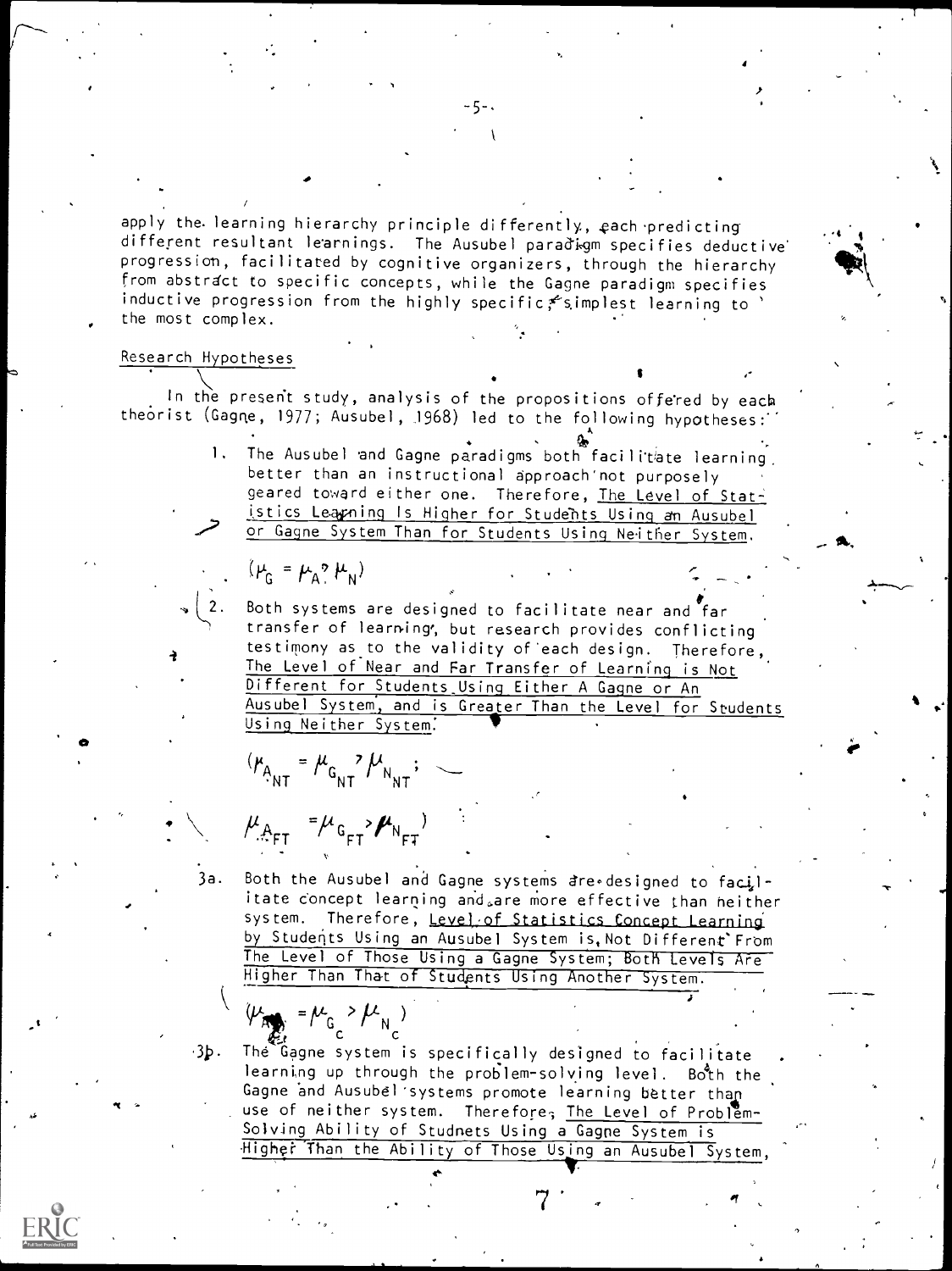apply the learning hierarchy principle differently, each predicting different resultant learnings. The Ausubel paradigm specifies deductive progression, facilitated by cognitive organizers, through the hierarchy from abstract to specific concepts, while the Gagne paradigm specifies inductive progression from the highly specific, simplest learning to the most complex.

## Research Hypotheses

In the present study, analysis of the propositions offered by each theorist (Gagne, 1977; Ausubel, 1968) led to the following hypotheses:

1. The Ausubel and Gagne paradigms both facilitate learning better than an instructional approach not purposely geared toward either one. Therefore, The Level of Statistics Learning Is Higher for Students Using an Ausubel or Gagne System Than for Students Using Neither System.

   $(\mu_G = \mu_A > \mu_N)$

2. Both systems are designed to facilitate near and far transfer of learning, but research provides conflicting testimony as to the validity of each design. Therefore, The Level of Near and Far Transfer of Learning is Not Different for Students Using Either A Gagne or An Ausubel System, and is Greater Than the Level for Students Using Neither System.

   $(\mu_{A_{NT}} = \mu_{G_{NT}} > \mu_{N_{NT}};$

   $\mu_{A_{FT}} = \mu_{G_{FT}} > \mu_{N_{FT}})$

3a. Both the Ausubel and Gagne systems are designed to facilitate concept learning and are more effective than neither system. Therefore, Level of Statistics Concept Learning by Students Using an Ausubel System is Not Different From The Level of Those Using a Gagne System; Both Levels Are Higher Than That of Students Using Another System.

   $(\mu_{A_c} = \mu_{G_c} > \mu_{N_c})$

3b. The Gagne system is specifically designed to facilitate learning up through the problem-solving level. Both the Gagne and Ausubel systems promote learning better than use of neither system. Therefore, The Level of Problem-Solving Ability of Studnets Using a Gagne System is Higher Than the Ability of Those Using an Ausubel System,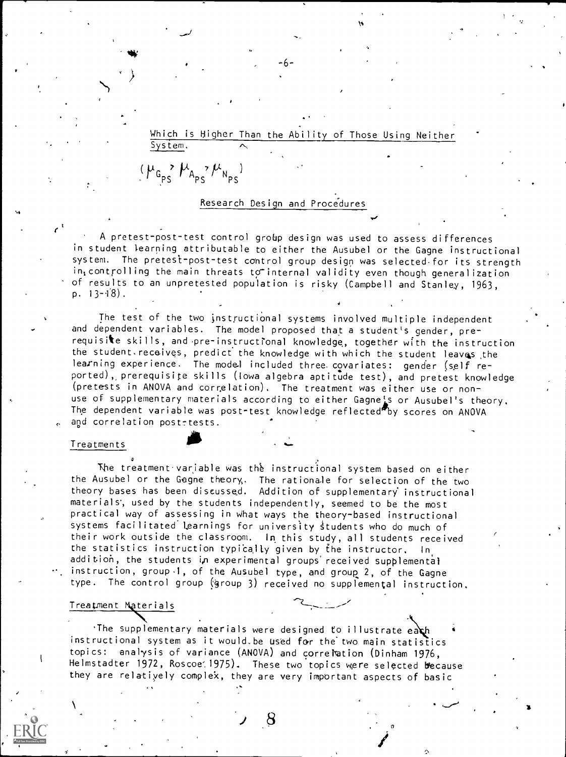Which is Higher Than the Ability of Those Using Neither System.

$(\mu_{G_{PS}} > \mu_{A_{PS}} > \mu_{N_{PS}})$

## Research Design and Procedures

A pretest-post-test control group design was used to assess differences in student learning attributable to either the Ausubel or the Gagne instructional system. The pretest-post-test control group design was selected for its strength in controlling the main threats to internal validity even though generalization of results to an unpretested population is risky (Campbell and Stanley, 1963, p. 13-18).

The test of the two instructional systems involved multiple independent and dependent variables. The model proposed that a student's gender, prerequisite skills, and pre-instructional knowledge, together with the instruction the student receives, predict the knowledge with which the student leaves the learning experience. The model included three covariates: gender (self reported), prerequisite skills (Iowa algebra aptitude test), and pretest knowledge (pretests in ANOVA and correlation). The treatment was either use or non-use of supplementary materials according to either Gagne's or Ausubel's theory. The dependent variable was post-test knowledge reflected by scores on ANOVA and correlation post-tests.

### Treatments

The treatment variable was the instructional system based on either the Ausubel or the Gagne theory. The rationale for selection of the two theory bases has been discussed. Addition of supplementary instructional materials, used by the students independently, seemed to be the most practical way of assessing in what ways the theory-based instructional systems facilitated learnings for university students who do much of their work outside the classroom. In this study, all students received the statistics instruction typically given by the instructor. In addition, the students in experimental groups received supplemental instruction, group 1, of the Ausubel type, and group 2, of the Gagne type. The control group (group 3) received no supplemental instruction.

### Treatment Materials

The supplementary materials were designed to illustrate each instructional system as it would be used for the two main statistics topics: analysis of variance (ANOVA) and correlation (Dinham 1976, Helmstadter 1972, Roscoe 1975). These two topics were selected because they are relatively complex, they are very important aspects of basic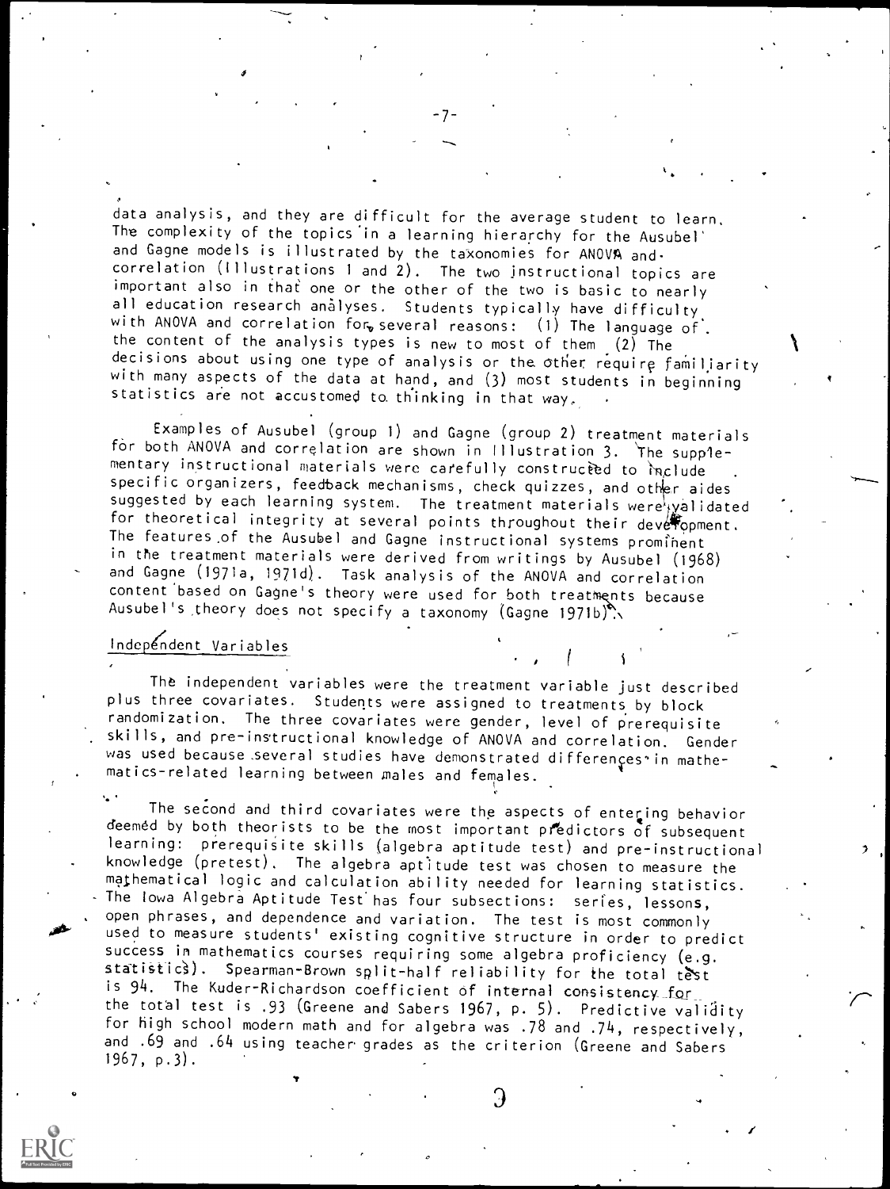data analysis, and they are difficult for the average student to learn. The complexity of the topics in a learning hierarchy for the Ausubel and Gagne models is illustrated by the taxonomies for ANOVA and correlation (Illustrations 1 and 2). The two instructional topics are important also in that one or the other of the two is basic to nearly all education research analyses. Students typically have difficulty with ANOVA and correlation for several reasons: (1) The language of the content of the analysis types is new to most of them (2) The decisions about using one type of analysis or the other require familiarity with many aspects of the data at hand, and (3) most students in beginning statistics are not accustomed to thinking in that way.

Examples of Ausubel (group 1) and Gagne (group 2) treatment materials for both ANOVA and correlation are shown in Illustration 3. The supplementary instructional materials were carefully constructed to include specific organizers, feedback mechanisms, check quizzes, and other aides suggested by each learning system. The treatment materials were validated for theoretical integrity at several points throughout their development. The features of the Ausubel and Gagne instructional systems prominent in the treatment materials were derived from writings by Ausubel (1968) and Gagne (1971a, 1971d). Task analysis of the ANOVA and correlation content based on Gagne's theory were used for both treatments because Ausubel's theory does not specify a taxonomy (Gagne 1971b).

## Independent Variables

The independent variables were the treatment variable just described plus three covariates. Students were assigned to treatments by block randomization. The three covariates were gender, level of prerequisite skills, and pre-instructional knowledge of ANOVA and correlation. Gender was used because several studies have demonstrated differences in mathematics-related learning between males and females.

The second and third covariates were the aspects of entering behavior deemed by both theorists to be the most important predictors of subsequent learning: prerequisite skills (algebra aptitude test) and pre-instructional knowledge (pretest). The algebra aptitude test was chosen to measure the mathematical logic and calculation ability needed for learning statistics. The Iowa Algebra Aptitude Test has four subsections: series, lessons, open phrases, and dependence and variation. The test is most commonly used to measure students' existing cognitive structure in order to predict success in mathematics courses requiring some algebra proficiency (e.g. statistics). Spearman-Brown split-half reliability for the total test is 94. The Kuder-Richardson coefficient of internal consistency for the total test is .93 (Greene and Sabers 1967, p. 5). Predictive validity for high school modern math and for algebra was .78 and .74, respectively, and .69 and .64 using teacher grades as the criterion (Greene and Sabers 1967, p.3).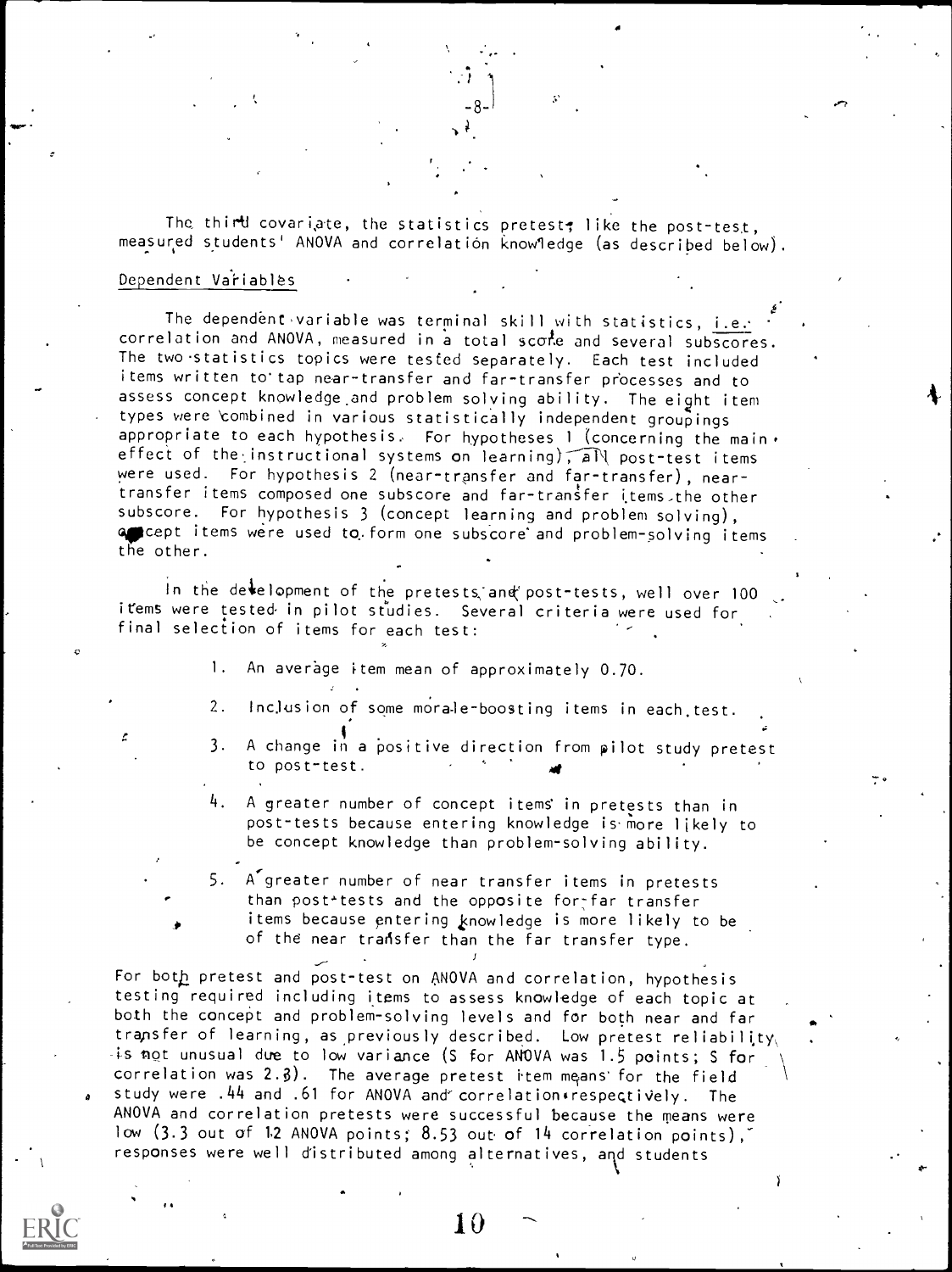The third covariate, the statistics pretest, like the post-test, measured students' ANOVA and correlation knowledge (as described below).

## Dependent Variables

The dependent variable was terminal skill with statistics, i.e. correlation and ANOVA, measured in a total score and several subscores. The two statistics topics were tested separately. Each test included items written to tap near-transfer and far-transfer processes and to assess concept knowledge and problem solving ability. The eight item types were combined in various statistically independent groupings appropriate to each hypothesis. For hypotheses 1 (concerning the main effect of the instructional systems on learning), all post-test items were used. For hypothesis 2 (near-transfer and far-transfer), near-transfer items composed one subscore and far-transfer items the other subscore. For hypothesis 3 (concept learning and problem solving), concept items were used to form one subscore and problem-solving items the other.

In the development of the pretests and post-tests, well over 100 items were tested in pilot studies. Several criteria were used for final selection of items for each test:

1. An average item mean of approximately 0.70.
2. Inclusion of some morale-boosting items in each test.
3. A change in a positive direction from pilot study pretest to post-test.
4. A greater number of concept items in pretests than in post-tests because entering knowledge is more likely to be concept knowledge than problem-solving ability.
5. A greater number of near transfer items in pretests than post-tests and the opposite for far transfer items because entering knowledge is more likely to be of the near transfer than the far transfer type.

For both pretest and post-test on ANOVA and correlation, hypothesis testing required including items to assess knowledge of each topic at both the concept and problem-solving levels and for both near and far transfer of learning, as previously described. Low pretest reliability is not unusual due to low variance (S for ANOVA was 1.5 points; S for correlation was 2.3). The average pretest item means for the field study were .44 and .61 for ANOVA and correlation respectively. The ANOVA and correlation pretests were successful because the means were low (3.3 out of 12 ANOVA points; 8.53 out of 14 correlation points), responses were well distributed among alternatives, and students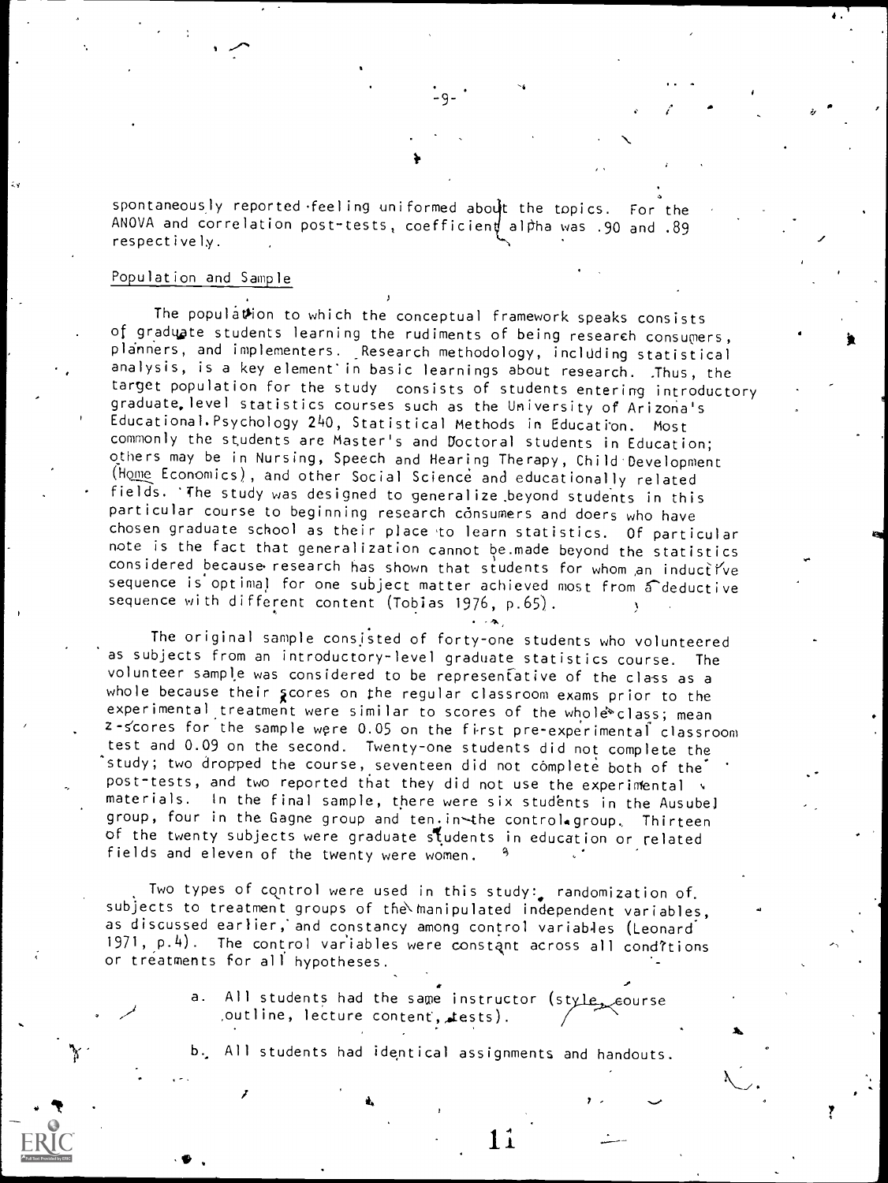spontaneously reported feeling uniformed about the topics. For the ANOVA and correlation post-tests, coefficient alpha was .90 and .89 respectively.

## Population and Sample

The population to which the conceptual framework speaks consists of graduate students learning the rudiments of being research consumers, planners, and implementers. Research methodology, including statistical analysis, is a key element in basic learnings about research. Thus, the target population for the study consists of students entering introductory graduate level statistics courses such as the University of Arizona's Educational Psychology 240, Statistical Methods in Education. Most commonly the students are Master's and Doctoral students in Education; others may be in Nursing, Speech and Hearing Therapy, Child Development (Home Economics), and other Social Science and educationally related fields. The study was designed to generalize beyond students in this particular course to beginning research consumers and doers who have chosen graduate school as their place to learn statistics. Of particular note is the fact that generalization cannot be made beyond the statistics considered because research has shown that students for whom an inductive sequence is optimal for one subject matter achieved most from a deductive sequence with different content (Tobias 1976, p.65).

The original sample consisted of forty-one students who volunteered as subjects from an introductory-level graduate statistics course. The volunteer sample was considered to be representative of the class as a whole because their scores on the regular classroom exams prior to the experimental treatment were similar to scores of the whole class; mean z-scores for the sample were 0.05 on the first pre-experimental classroom test and 0.09 on the second. Twenty-one students did not complete the study; two dropped the course, seventeen did not complete both of the post-tests, and two reported that they did not use the experimental materials. In the final sample, there were six students in the Ausubel group, four in the Gagne group and ten in the control group. Thirteen of the twenty subjects were graduate students in education or related fields and eleven of the twenty were women.

Two types of control were used in this study: randomization of subjects to treatment groups of the manipulated independent variables, as discussed earlier, and constancy among control variables (Leonard 1971, p.4). The control variables were constant across all conditions or treatments for all hypotheses.

a. All students had the same instructor (style, course outline, lecture content, tests).

b. All students had identical assignments and handouts.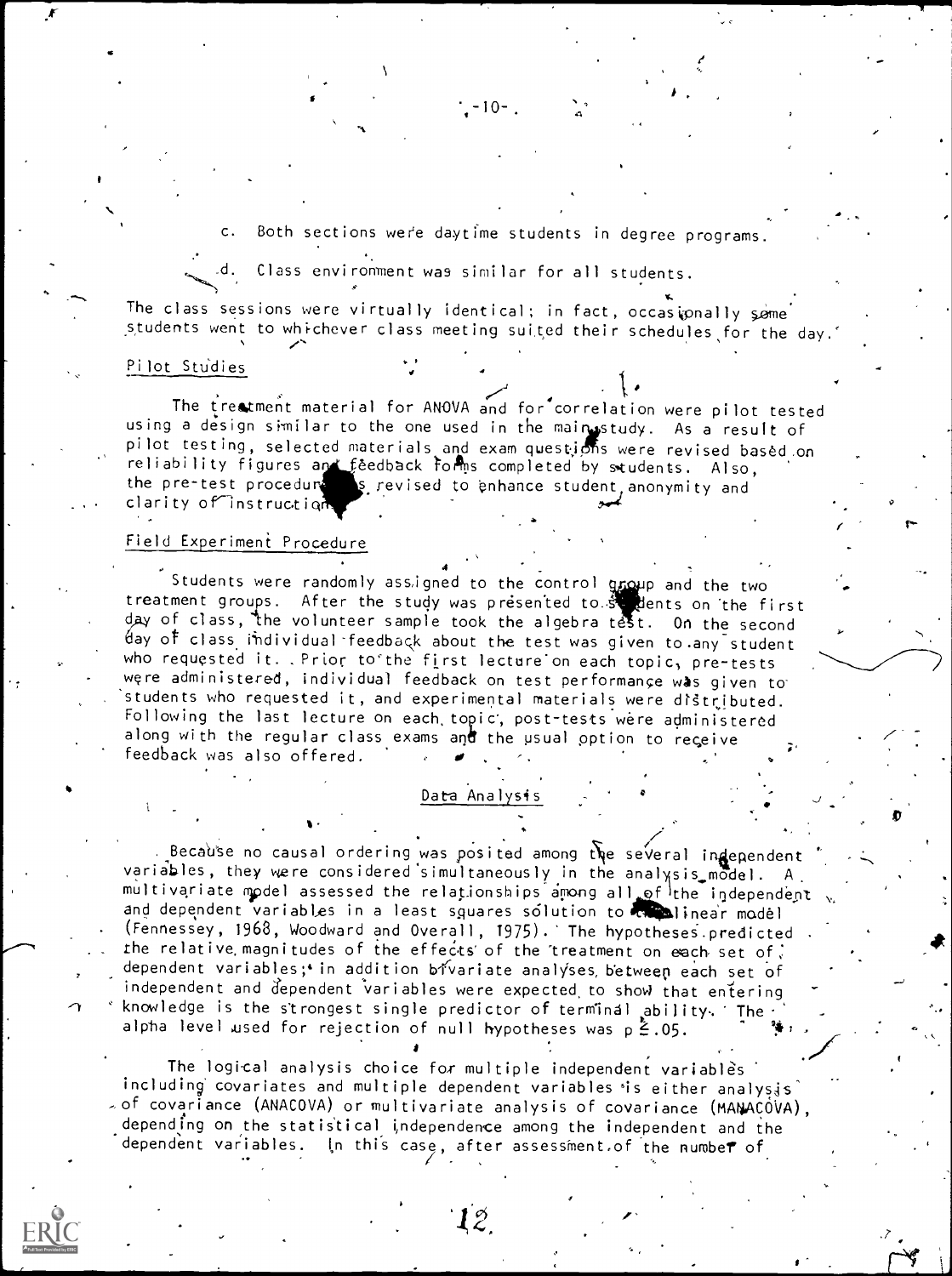c. Both sections were daytime students in degree programs.

d. Class environment was similar for all students.

The class sessions were virtually identical; in fact, occasionally some students went to whichever class meeting suited their schedules for the day.

### Pilot Studies

The treatment material for ANOVA and for correlation were pilot tested using a design similar to the one used in the main study. As a result of pilot testing, selected materials and exam questions were revised based on reliability figures and feedback forms completed by students. Also, the pre-test procedure was revised to enhance student anonymity and clarity of instruction.

### Field Experiment Procedure

Students were randomly assigned to the control group and the two treatment groups. After the study was presented to students on the first day of class, the volunteer sample took the algebra test. On the second day of class individual feedback about the test was given to any student who requested it. Prior to the first lecture on each topic, pre-tests were administered, individual feedback on test performance was given to students who requested it, and experimental materials were distributed. Following the last lecture on each topic, post-tests were administered along with the regular class exams and the usual option to receive feedback was also offered.

## Data Analysis

Because no causal ordering was posited among the several independent variables, they were considered simultaneously in the analysis model. A multivariate model assessed the relationships among all of the independent and dependent variables in a least squares solution to the linear model (Fennessey, 1968, Woodward and Overall, 1975). The hypotheses predicted the relative magnitudes of the effects of the treatment on each set of dependent variables; in addition bivariate analyses between each set of independent and dependent variables were expected to show that entering knowledge is the strongest single predictor of terminal ability. The alpha level used for rejection of null hypotheses was $p \leq .05$.

The logical analysis choice for multiple independent variables including covariates and multiple dependent variables is either analysis of covariance (ANACOVA) or multivariate analysis of covariance (MANACOVA), depending on the statistical independence among the independent and the dependent variables. In this case, after assessment of the number of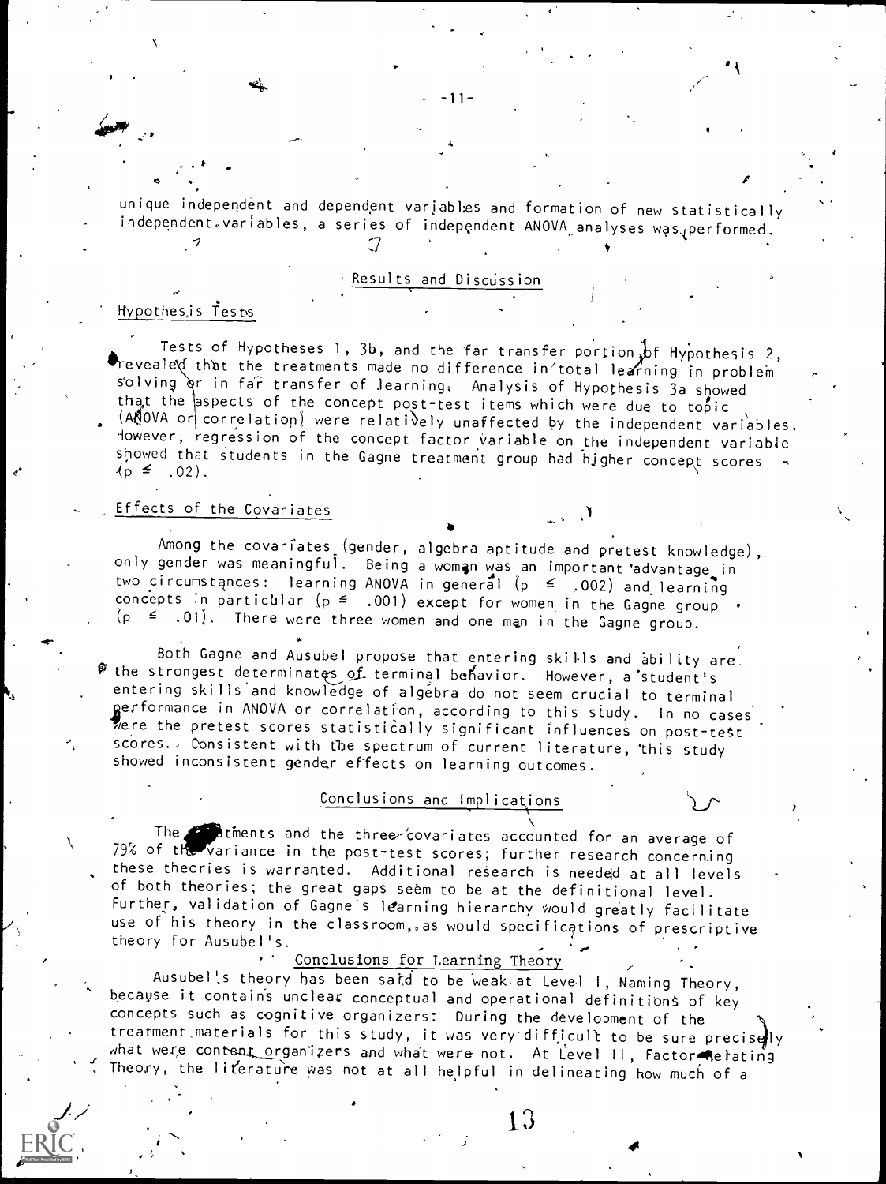unique independent and dependent variables and formation of new statistically independent variables, a series of independent ANOVA analyses was performed.

## Results and Discussion

### Hypothesis Tests

Tests of Hypotheses 1, 3b, and the far transfer portion of Hypothesis 2, revealed that the treatments made no difference in total learning in problem solving or in far transfer of learning. Analysis of Hypothesis 3a showed that the aspects of the concept post-test items which were due to topic (ANOVA or correlation) were relatively unaffected by the independent variables. However, regression of the concept factor variable on the independent variable showed that students in the Gagne treatment group had higher concept scores ($p \leq .02$).

### Effects of the Covariates

Among the covariates (gender, algebra aptitude and pretest knowledge), only gender was meaningful. Being a woman was an important advantage in two circumstances: learning ANOVA in general ($p \leq .002$) and learning concepts in particular ($p \leq .001$) except for women in the Gagne group ($p \leq .01$). There were three women and one man in the Gagne group.

Both Gagne and Ausubel propose that entering skills and ability are the strongest determinates of terminal behavior. However, a student's entering skills and knowledge of algebra do not seem crucial to terminal performance in ANOVA or correlation, according to this study. In no cases were the pretest scores statistically significant influences on post-test scores. Consistent with the spectrum of current literature, this study showed inconsistent gender effects on learning outcomes.

## Conclusions and Implications

The treatments and the three covariates accounted for an average of 79% of the variance in the post-test scores; further research concerning these theories is warranted. Additional research is needed at all levels of both theories; the great gaps seem to be at the definitional level. Further, validation of Gagne's learning hierarchy would greatly facilitate use of his theory in the classroom, as would specifications of prescriptive theory for Ausubel's.

### Conclusions for Learning Theory

Ausubel's theory has been said to be weak at Level I, Naming Theory, because it contains unclear conceptual and operational definitions of key concepts such as cognitive organizers. During the development of the treatment materials for this study, it was very difficult to be sure precisely what were content organizers and what were not. At Level II, Factor-Relating Theory, the literature was not at all helpful in delineating how much of a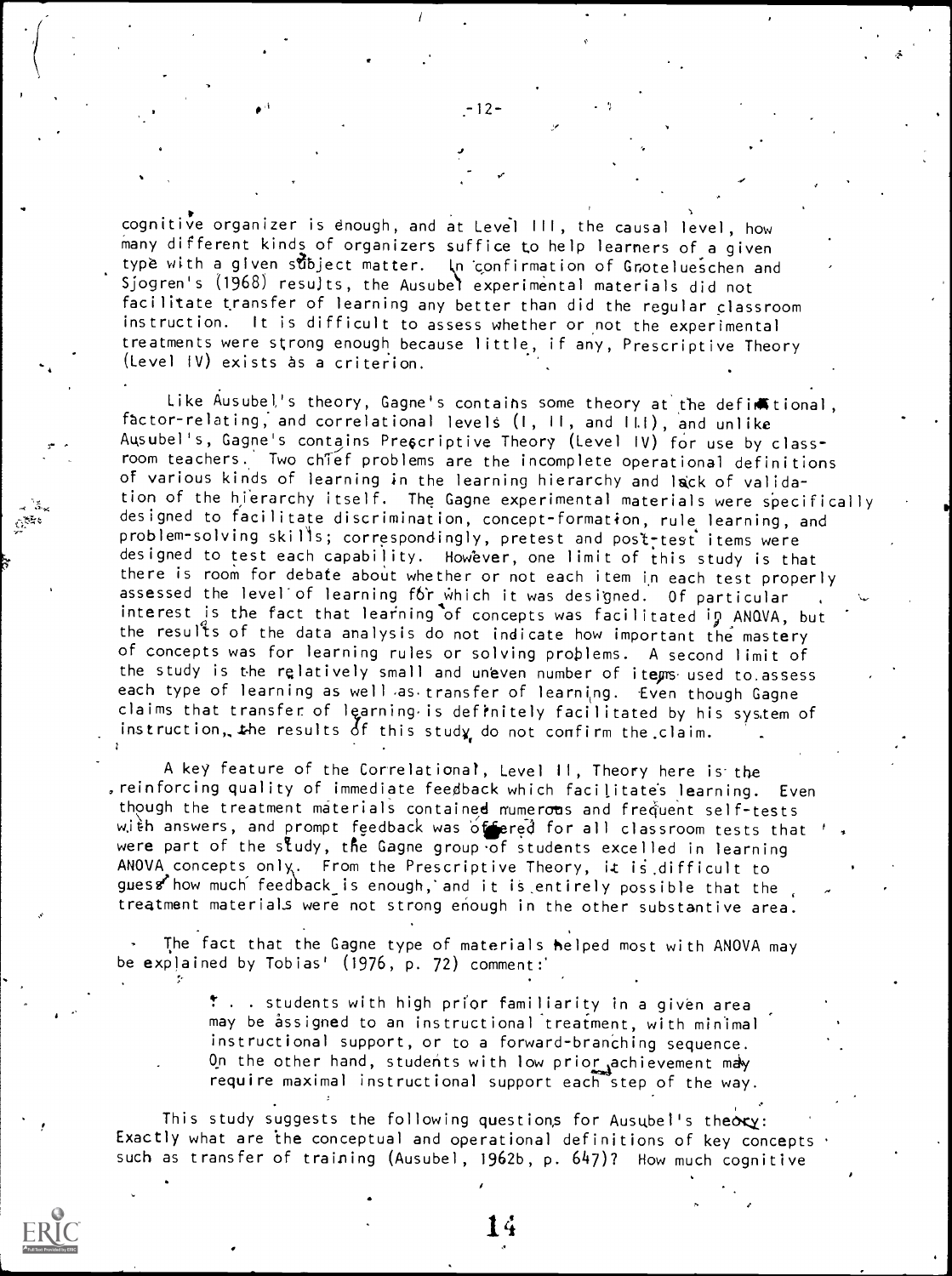cognitive organizer is enough, and at Level III, the causal level, how many different kinds of organizers suffice to help learners of a given type with a given subject matter. In confirmation of Grotelueschen and Sjogren's (1968) results, the Ausubel experimental materials did not facilitate transfer of learning any better than did the regular classroom instruction. It is difficult to assess whether or not the experimental treatments were strong enough because little, if any, Prescriptive Theory (Level IV) exists as a criterion.

Like Ausubel's theory, Gagne's contains some theory at the definitional, factor-relating, and correlational levels (I, II, and III), and unlike Ausubel's, Gagne's contains Prescriptive Theory (Level IV) for use by classroom teachers. Two chief problems are the incomplete operational definitions of various kinds of learning in the learning hierarchy and lack of validation of the hierarchy itself. The Gagne experimental materials were specifically designed to facilitate discrimination, concept-formation, rule learning, and problem-solving skills; correspondingly, pretest and post-test items were designed to test each capability. However, one limit of this study is that there is room for debate about whether or not each item in each test properly assessed the level of learning for which it was designed. Of particular interest is the fact that learning of concepts was facilitated in ANOVA, but the results of the data analysis do not indicate how important the mastery of concepts was for learning rules or solving problems. A second limit of the study is the relatively small and uneven number of items used to assess each type of learning as well as transfer of learning. Even though Gagne claims that transfer of learning is definitely facilitated by his system of instruction, the results of this study do not confirm the claim.

A key feature of the Correlational, Level II, Theory here is the reinforcing quality of immediate feedback which facilitates learning. Even though the treatment materials contained numerous and frequent self-tests with answers, and prompt feedback was offered for all classroom tests that were part of the study, the Gagne group of students excelled in learning ANOVA concepts only. From the Prescriptive Theory, it is difficult to guess how much feedback is enough, and it is entirely possible that the treatment materials were not strong enough in the other substantive area.

The fact that the Gagne type of materials helped most with ANOVA may be explained by Tobias' (1976, p. 72) comment:

> . . . students with high prior familiarity in a given area may be assigned to an instructional treatment, with minimal instructional support, or to a forward-branching sequence. On the other hand, students with low prior achievement may require maximal instructional support each step of the way.

This study suggests the following questions for Ausubel's theory: Exactly what are the conceptual and operational definitions of key concepts such as transfer of training (Ausubel, 1962b, p. 647)? How much cognitive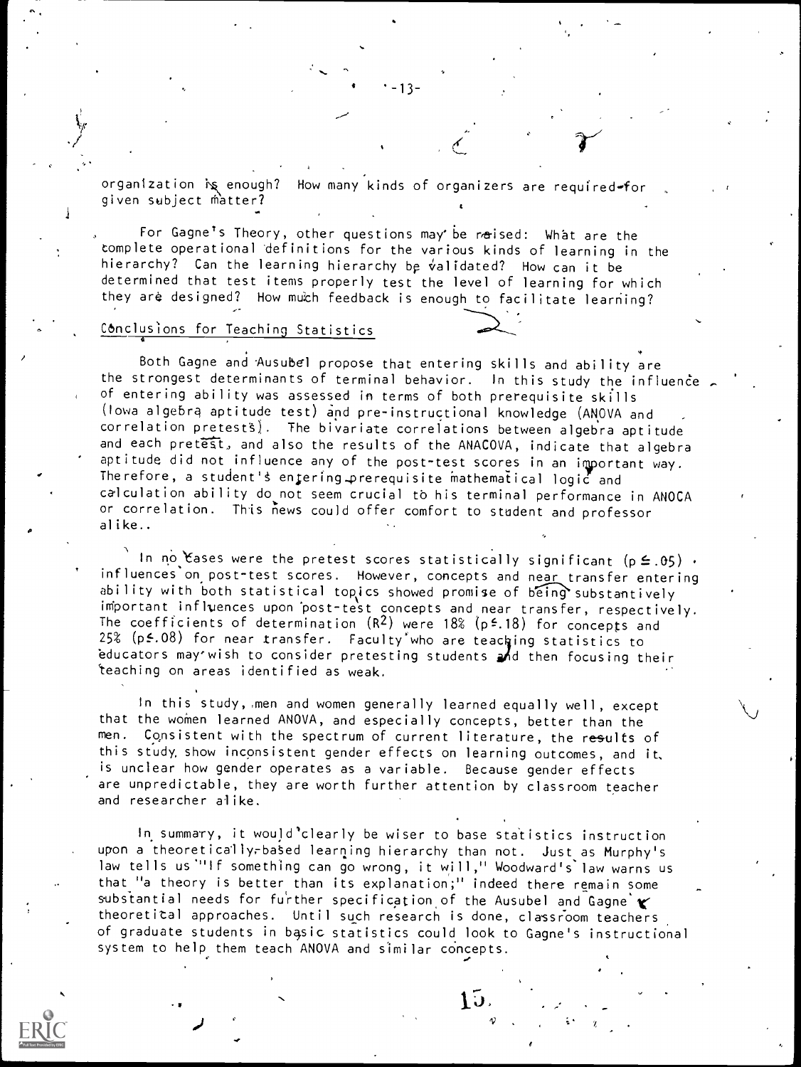organization is enough? How many kinds of organizers are required for given subject matter?

For Gagne's Theory, other questions may be raised: What are the complete operational definitions for the various kinds of learning in the hierarchy? Can the learning hierarchy be validated? How can it be determined that test items properly test the level of learning for which they are designed? How much feedback is enough to facilitate learning?

## Conclusions for Teaching Statistics

Both Gagne and Ausubel propose that entering skills and ability are the strongest determinants of terminal behavior. In this study the influence of entering ability was assessed in terms of both prerequisite skills (Iowa algebra aptitude test) and pre-instructional knowledge (ANOVA and correlation pretests). The bivariate correlations between algebra aptitude and each pretest, and also the results of the ANACOVA, indicate that algebra aptitude did not influence any of the post-test scores in an important way. Therefore, a student's entering prerequisite mathematical logic and calculation ability do not seem crucial to his terminal performance in ANOCA or correlation. This news could offer comfort to student and professor alike..

In no cases were the pretest scores statistically significant ($p \leq .05$) influences on post-test scores. However, concepts and near transfer entering ability with both statistical topics showed promise of being substantively important influences upon post-test concepts and near transfer, respectively. The coefficients of determination ($R^2$) were 18% ($p \leq .18$) for concepts and 25% ($p \leq .08$) for near transfer. Faculty who are teaching statistics to educators may wish to consider pretesting students and then focusing their teaching on areas identified as weak.

In this study, men and women generally learned equally well, except that the women learned ANOVA, and especially concepts, better than the men. Consistent with the spectrum of current literature, the results of this study show inconsistent gender effects on learning outcomes, and it is unclear how gender operates as a variable. Because gender effects are unpredictable, they are worth further attention by classroom teacher and researcher alike.

In summary, it would clearly be wiser to base statistics instruction upon a theoretically-based learning hierarchy than not. Just as Murphy's law tells us "If something can go wrong, it will," Woodward's law warns us that "a theory is better than its explanation;" indeed there remain some substantial needs for further specification of the Ausubel and Gagne theoretical approaches. Until such research is done, classroom teachers of graduate students in basic statistics could look to Gagne's instructional system to help them teach ANOVA and similar concepts.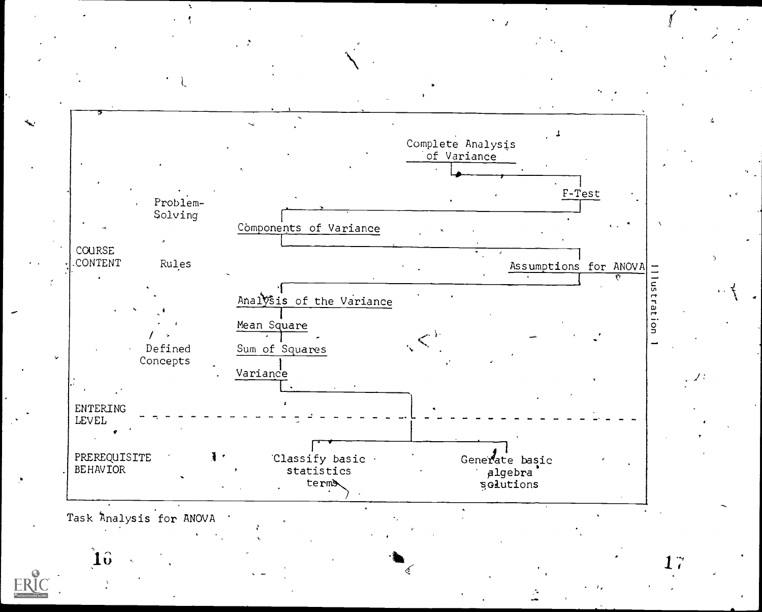Illustration 1

| | | | |
|---|---|---|---|
| COURSE CONTENT | Problem-Solving | | Complete Analysis of Variance |
| | | | F-Test |
| | | Components of Variance | |
| | Rules | | Assumptions for ANOVA |
| | Defined Concepts | Analysis of the Variance | |
| | | Mean Square | |
| | | Sum of Squares | |
| | | Variance | |
| ENTERING LEVEL | | | |
| PREREQUISITE BEHAVIOR | | Classify basic statistics terms | Generate basic algebra solutions |

Task Analysis for ANOVA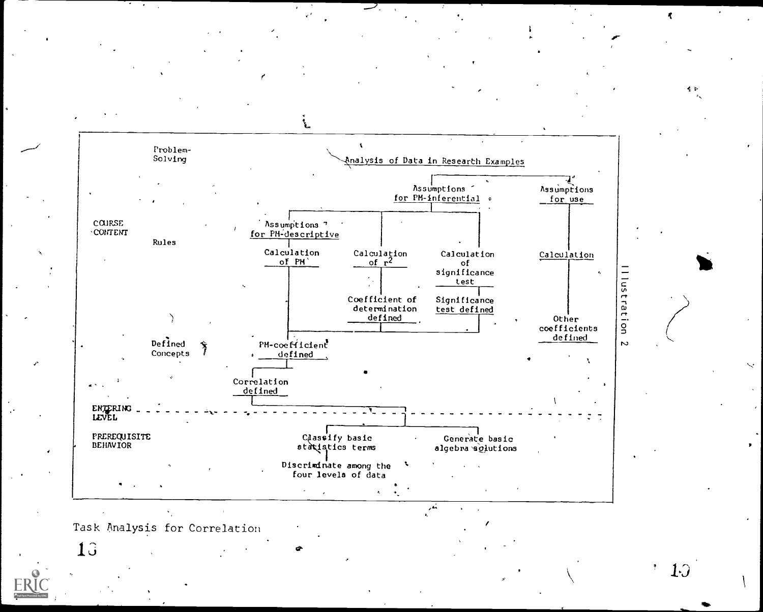COURSE CONTENT

**Problem-Solving**

Analysis of Data in Researth Examples

**Rules**

- Assumptions for PM-inferential
- Assumptions for use
- Assumptions for PM-descriptive
- Calculation of PM
- Calculation of $r^2$
- Calculation of significance test
- Calculation

**Defined Concepts**

- Coefficient of determination defined
- Significance test defined
- Other coefficients defined
- PM-coefficient defined
- Correlation defined

ENTERING LEVEL

**PREREQUISITE BEHAVIOR**

- Classify basic statistics terms
- Generate basic algebra solutions
- Discriminate among the four levels of data

Illustration 2

Task Analysis for Correlation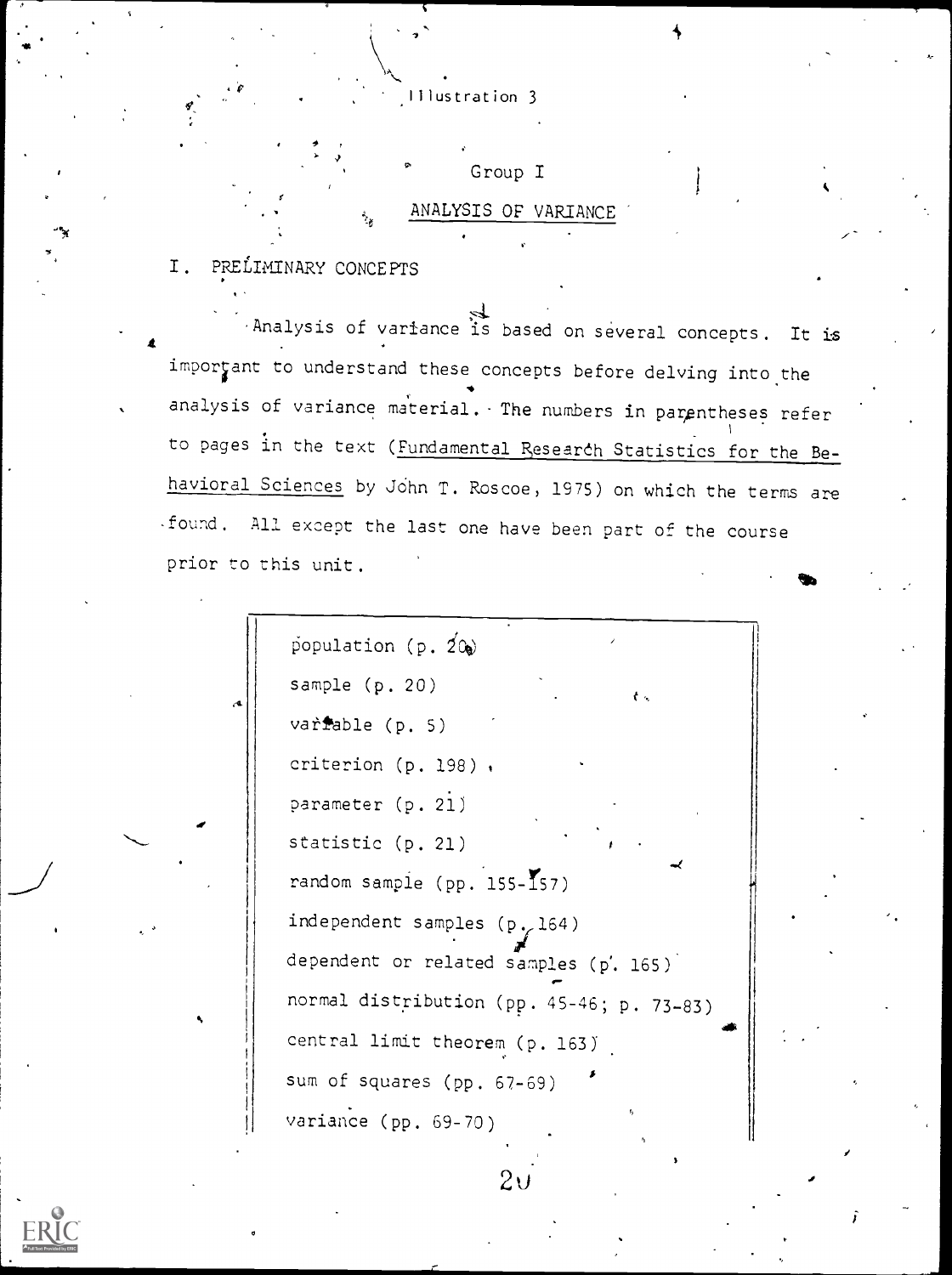Illustration 3

Group I

## ANALYSIS OF VARIANCE

## I. PRELIMINARY CONCEPTS

Analysis of variance is based on several concepts. It is important to understand these concepts before delving into the analysis of variance material. The numbers in parentheses refer to pages in the text (Fundamental Research Statistics for the Behavioral Sciences by John T. Roscoe, 1975) on which the terms are found. All except the last one have been part of the course prior to this unit.

- population (p. 20)
- sample (p. 20)
- variable (p. 5)
- criterion (p. 198)
- parameter (p. 21)
- statistic (p. 21)
- random sample (pp. 155-157)
- independent samples (p. 164)
- dependent or related samples (p. 165)
- normal distribution (pp. 45-46; p. 73-83)
- central limit theorem (p. 163)
- sum of squares (pp. 67-69)
- variance (pp. 69-70)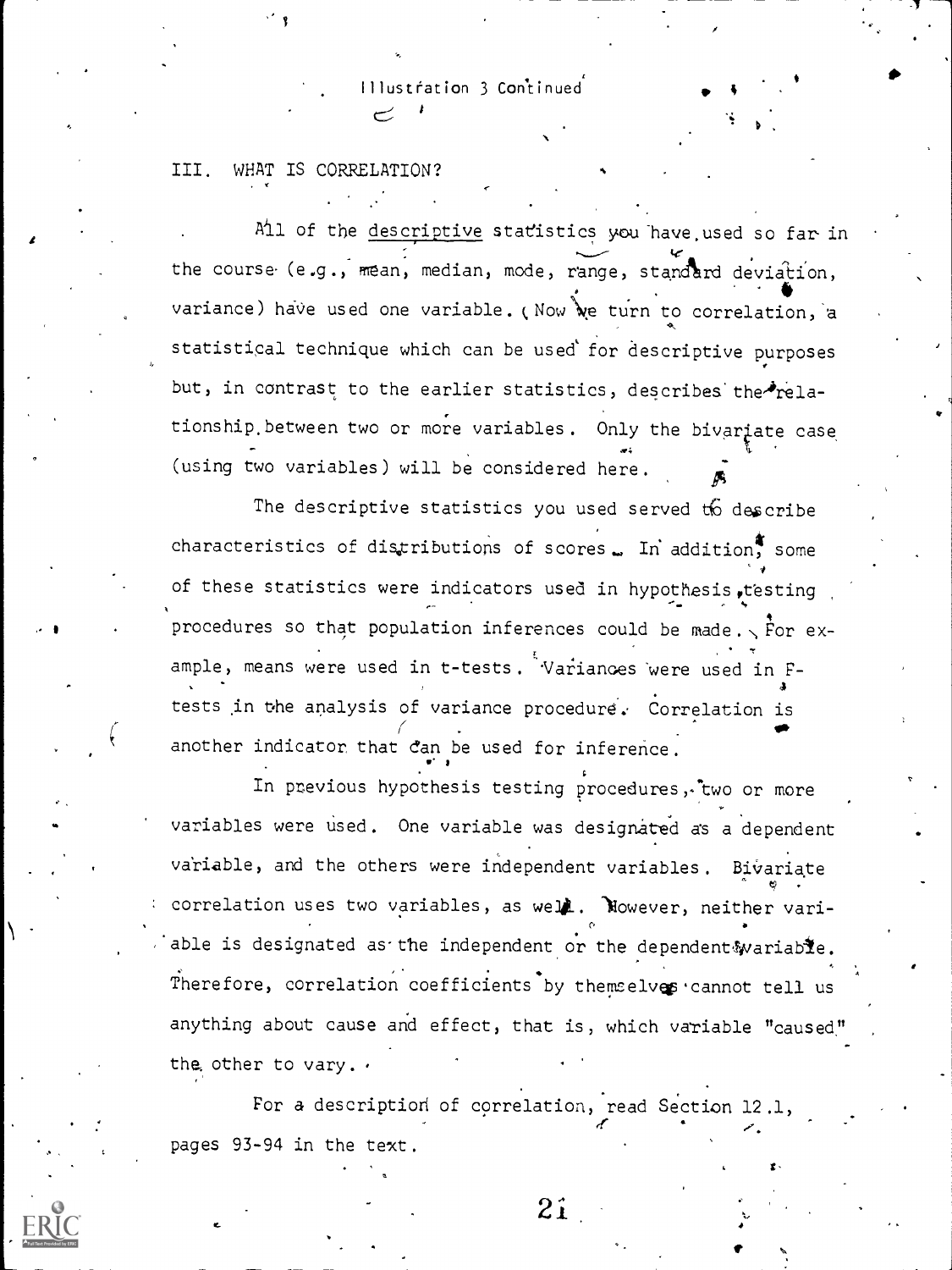Illustration 3 Continued

## III. WHAT IS CORRELATION?

All of the descriptive statistics you have used so far in the course (e.g., mean, median, mode, range, standard deviation, variance) have used one variable. Now we turn to correlation, a statistical technique which can be used for descriptive purposes but, in contrast to the earlier statistics, describes the relationship between two or more variables. Only the bivariate case (using two variables) will be considered here.

The descriptive statistics you used served to describe characteristics of distributions of scores. In addition, some of these statistics were indicators used in hypothesis testing procedures so that population inferences could be made. For example, means were used in t-tests. Variances were used in F-tests in the analysis of variance procedure. Correlation is another indicator that can be used for inference.

In previous hypothesis testing procedures, two or more variables were used. One variable was designated as a dependent variable, and the others were independent variables. Bivariate correlation uses two variables, as well. However, neither variable is designated as the independent or the dependent variable. Therefore, correlation coefficients by themselves cannot tell us anything about cause and effect, that is, which variable "caused" the other to vary.

For a description of correlation, read Section 12.1, pages 93-94 in the text.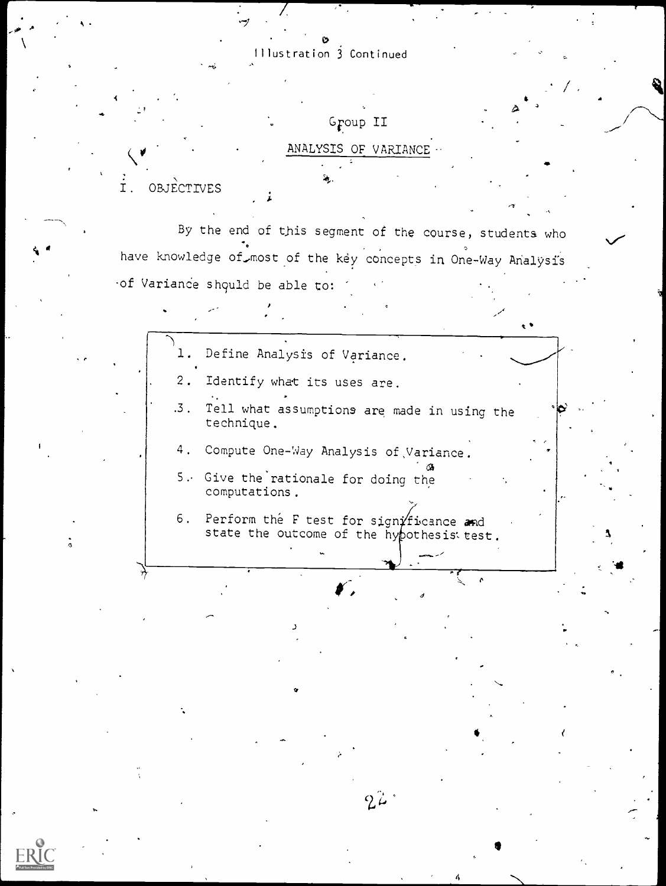Illustration 3 Continued

## Group II

## ANALYSIS OF VARIANCE

### I. OBJECTIVES

By the end of this segment of the course, students who have knowledge of most of the key concepts in One-Way Analysis of Variance should be able to:

1. Define Analysis of Variance.
2. Identify what its uses are.
3. Tell what assumptions are made in using the technique.
4. Compute One-Way Analysis of Variance.
5. Give the rationale for doing the computations.
6. Perform the F test for significance and state the outcome of the hypothesis test.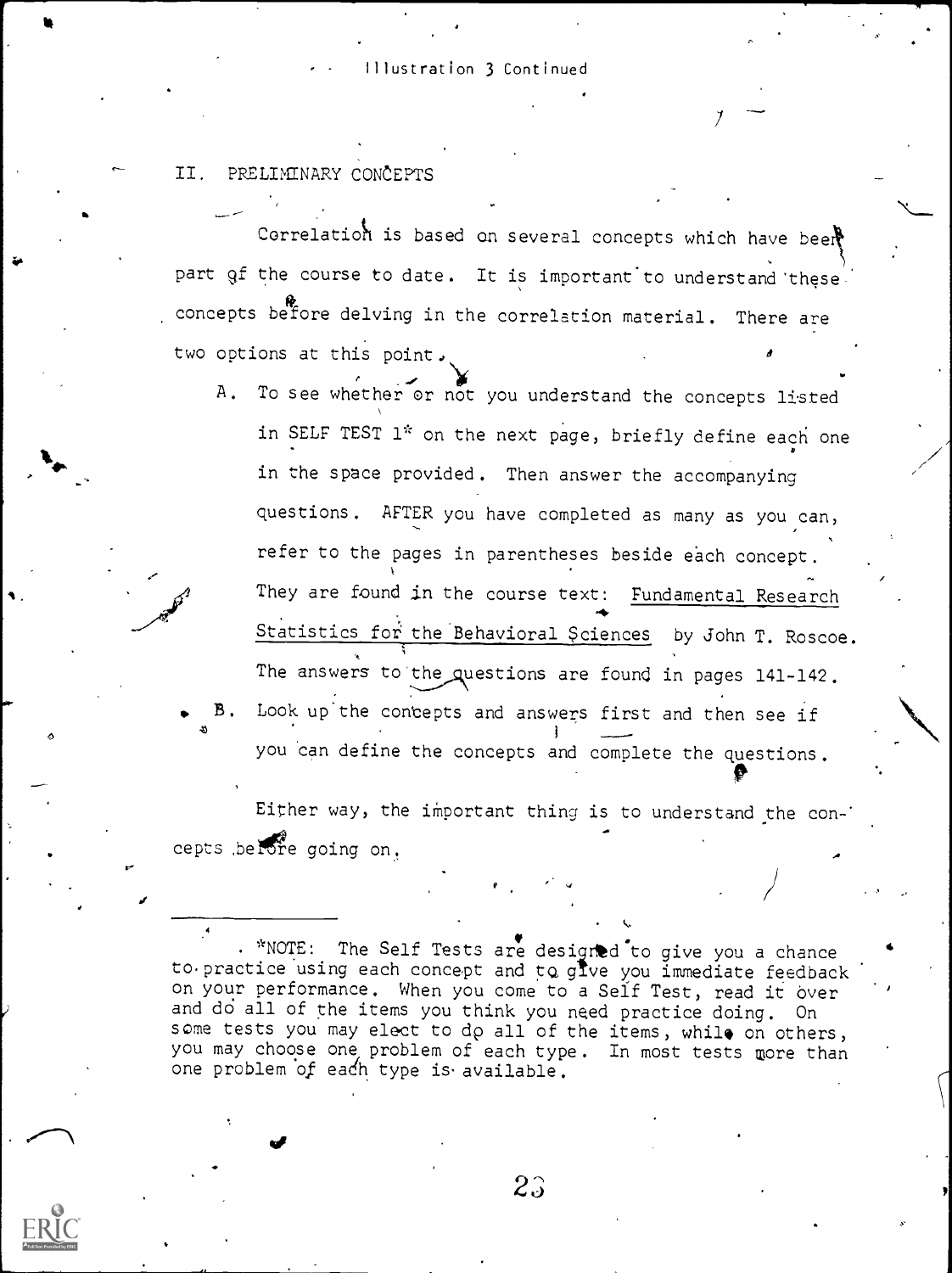Illustration 3 Continued

## II. PRELIMINARY CONCEPTS

Correlation is based on several concepts which have been part of the course to date. It is important to understand these concepts before delving in the correlation material. There are two options at this point.

A. To see whether or not you understand the concepts listed in SELF TEST 1* on the next page, briefly define each one in the space provided. Then answer the accompanying questions. AFTER you have completed as many as you can, refer to the pages in parentheses beside each concept. They are found in the course text: Fundamental Research Statistics for the Behavioral Sciences by John T. Roscoe. The answers to the questions are found in pages 141-142.

B. Look up the concepts and answers first and then see if you can define the concepts and complete the questions.

Either way, the important thing is to understand the concepts before going on.

---

*NOTE: The Self Tests are designed to give you a chance to practice using each concept and to give you immediate feedback on your performance. When you come to a Self Test, read it over and do all of the items you think you need practice doing. On some tests you may elect to do all of the items, while on others, you may choose one problem of each type. In most tests more than one problem of each type is available.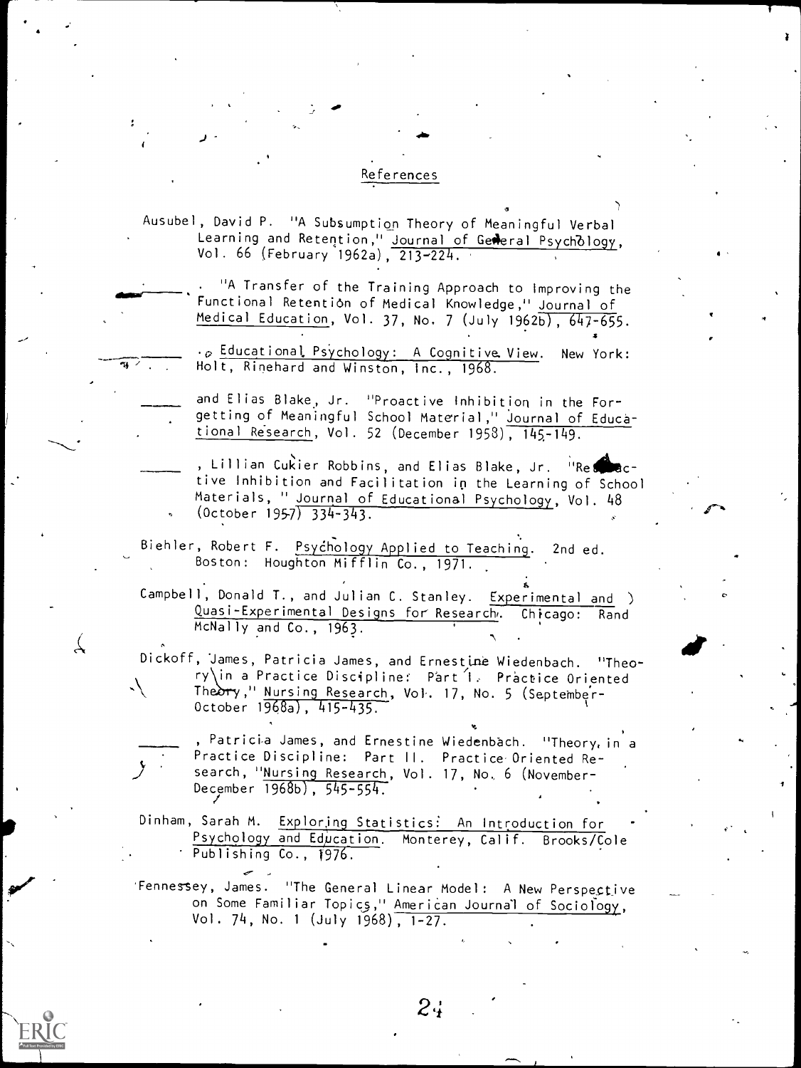## References

Ausubel, David P. "A Subsumption Theory of Meaningful Verbal Learning and Retention," Journal of General Psychology, Vol. 66 (February 1962a), 213-224.

______. "A Transfer of the Training Approach to Improving the Functional Retention of Medical Knowledge," Journal of Medical Education, Vol. 37, No. 7 (July 1962b), 647-655.

______. Educational Psychology: A Cognitive View. New York: Holt, Rinehard and Winston, Inc., 1968.

______ and Elias Blake, Jr. "Proactive Inhibition in the Forgetting of Meaningful School Material," Journal of Educational Research, Vol. 52 (December 1958), 145-149.

______, Lillian Cukier Robbins, and Elias Blake, Jr. "Retroactive Inhibition and Facilitation in the Learning of School Materials," Journal of Educational Psychology, Vol. 48 (October 1957) 334-343.

Biehler, Robert F. Psychology Applied to Teaching. 2nd ed. Boston: Houghton Mifflin Co., 1971.

Campbell, Donald T., and Julian C. Stanley. Experimental and Quasi-Experimental Designs for Research. Chicago: Rand McNally and Co., 1963.

Dickoff, James, Patricia James, and Ernestine Wiedenbach. "Theory in a Practice Discipline: Part I. Practice Oriented Theory," Nursing Research, Vol. 17, No. 5 (September-October 1968a), 415-435.

______, Patricia James, and Ernestine Wiedenbach. "Theory in a Practice Discipline: Part II. Practice Oriented Research, "Nursing Research, Vol. 17, No. 6 (November-December 1968b), 545-554.

Dinham, Sarah M. Exploring Statistics: An Introduction for Psychology and Education. Monterey, Calif. Brooks/Cole Publishing Co., 1976.

Fennessey, James. "The General Linear Model: A New Perspective on Some Familiar Topics," American Journal of Sociology, Vol. 74, No. 1 (July 1968), 1-27.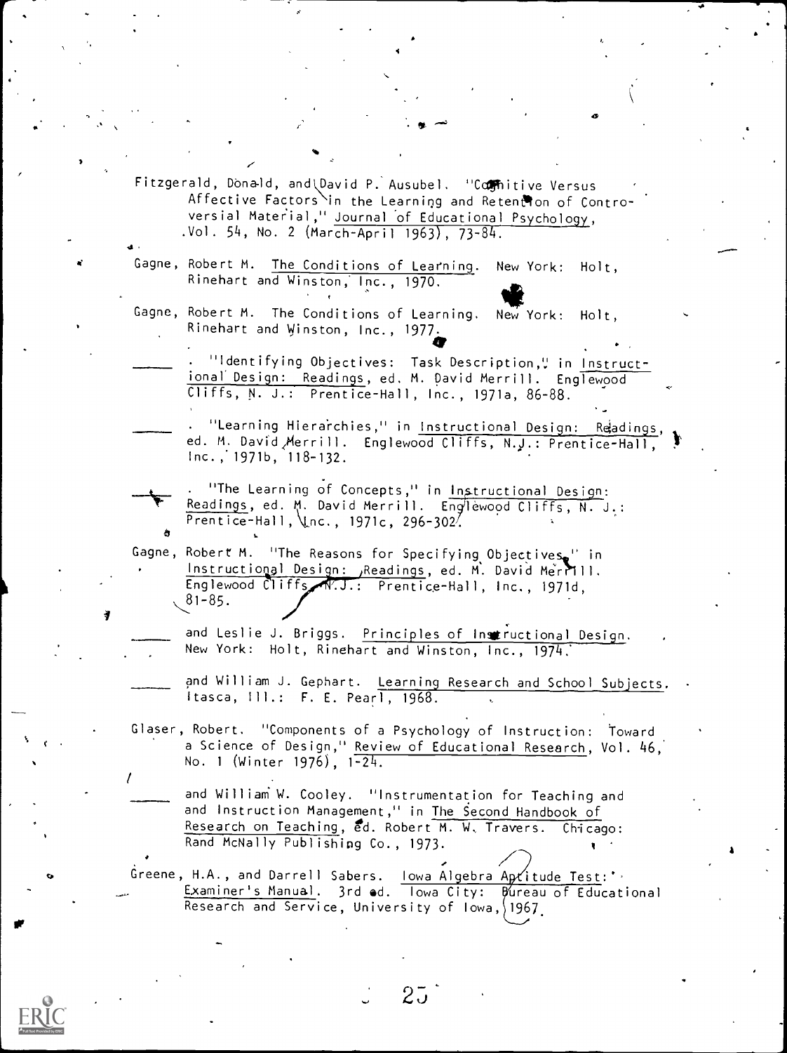Fitzgerald, Donald, and David P. Ausubel. "Cognitive Versus Affective Factors in the Learning and Retention of Controversial Material," Journal of Educational Psychology, Vol. 54, No. 2 (March-April 1963), 73-84.

Gagne, Robert M. The Conditions of Learning. New York: Holt, Rinehart and Winston, Inc., 1970.

Gagne, Robert M. The Conditions of Learning. New York: Holt, Rinehart and Winston, Inc., 1977.

______. "Identifying Objectives: Task Description," in Instructional Design: Readings, ed. M. David Merrill. Englewood Cliffs, N. J.: Prentice-Hall, Inc., 1971a, 86-88.

______. "Learning Hierarchies," in Instructional Design: Readings, ed. M. David Merrill. Englewood Cliffs, N.J.: Prentice-Hall, Inc., 1971b, 118-132.

______. "The Learning of Concepts," in Instructional Design: Readings, ed. M. David Merrill. Englewood Cliffs, N. J.: Prentice-Hall, Inc., 1971c, 296-302.

Gagne, Robert M. "The Reasons for Specifying Objectives," in Instructional Design: Readings, ed. M. David Merrill. Englewood Cliffs, N.J.: Prentice-Hall, Inc., 1971d, 81-85.

______ and Leslie J. Briggs. Principles of Instructional Design. New York: Holt, Rinehart and Winston, Inc., 1974.

______ and William J. Gephart. Learning Research and School Subjects. Itasca, Ill.: F. E. Pearl, 1968.

Glaser, Robert. "Components of a Psychology of Instruction: Toward a Science of Design," Review of Educational Research, Vol. 46, No. 1 (Winter 1976), 1-24.

______ and William W. Cooley. "Instrumentation for Teaching and and Instruction Management," in The Second Handbook of Research on Teaching, ed. Robert M. W. Travers. Chicago: Rand McNally Publishing Co., 1973.

Greene, H.A., and Darrell Sabers. Iowa Algebra Aptitude Test: Examiner's Manual. 3rd ed. Iowa City: Bureau of Educational Research and Service, University of Iowa, 1967.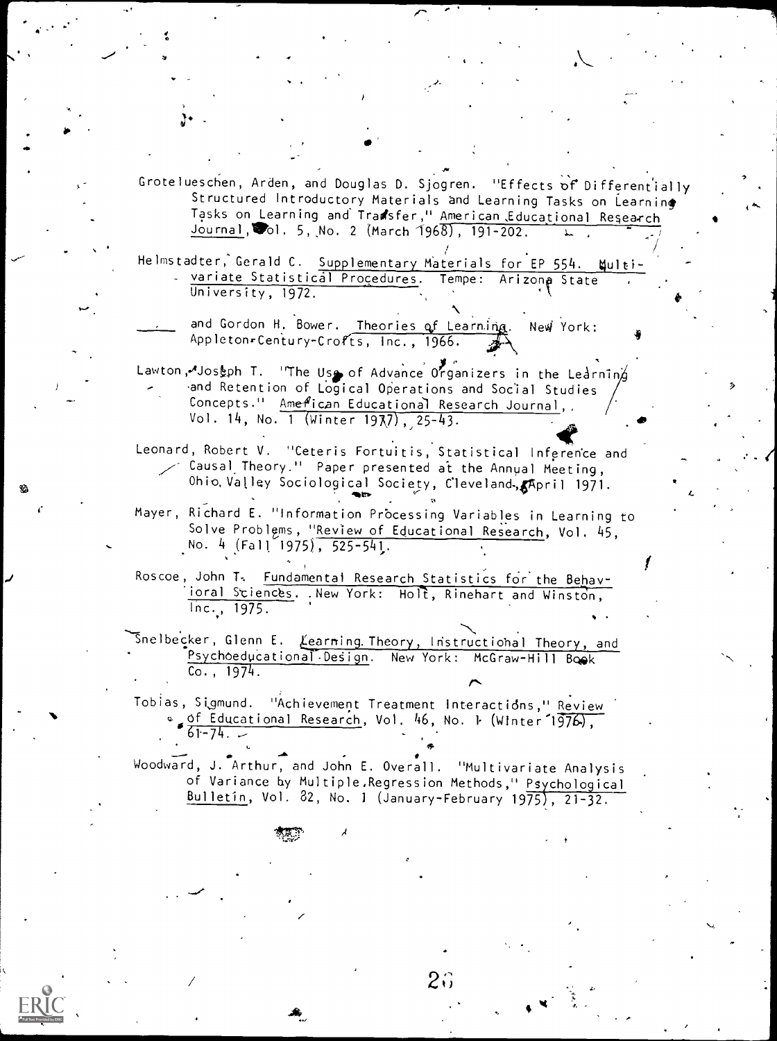Grotelueschen, Arden, and Douglas D. Sjogren. "Effects of Differentially Structured Introductory Materials and Learning Tasks on Learning Tasks on Learning and Transfer," American Educational Research Journal, Vol. 5, No. 2 (March 1968), 191-202.

Helmstadter, Gerald C. Supplementary Materials for EP 554. Multivariate Statistical Procedures. Tempe: Arizona State University, 1972.

\_\_\_\_\_ and Gordon H. Bower. Theories of Learning. New York: Appleton-Century-Crofts, Inc., 1966.

Lawton, Joseph T. "The Use of Advance Organizers in the Learning and Retention of Logical Operations and Social Studies Concepts." American Educational Research Journal, Vol. 14, No. 1 (Winter 1977), 25-43.

Leonard, Robert V. "Ceteris Fortuitis, Statistical Inference and Causal Theory." Paper presented at the Annual Meeting, Ohio Valley Sociological Society, Cleveland, April 1971.

Mayer, Richard E. "Information Processing Variables in Learning to Solve Problems," Review of Educational Research, Vol. 45, No. 4 (Fall 1975), 525-541.

Roscoe, John T. Fundamental Research Statistics for the Behavioral Sciences. New York: Holt, Rinehart and Winston, Inc., 1975.

Snelbecker, Glenn E. Learning Theory, Instructional Theory, and Psychoeducational Design. New York: McGraw-Hill Book Co., 1974.

Tobias, Sigmund. "Achievement Treatment Interactions," Review of Educational Research, Vol. 46, No. 1 (Winter 1976), 61-74.

Woodward, J. Arthur, and John E. Overall. "Multivariate Analysis of Variance by Multiple Regression Methods," Psychological Bulletin, Vol. 82, No. 1 (January-February 1975), 21-32.